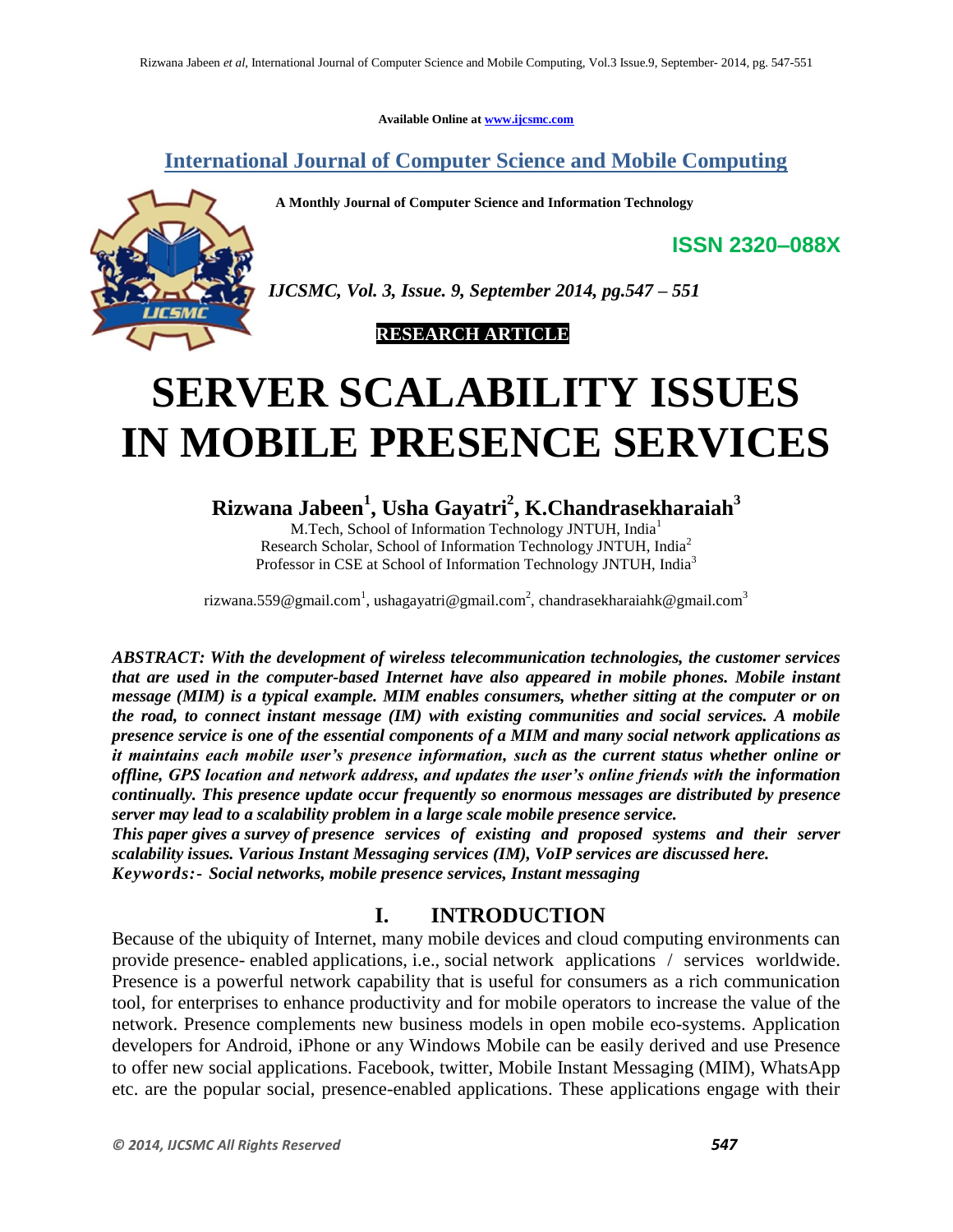Available Online at www.ijcsmc.com

## International Journal of Computer Science and Mobile Computing

**A Monthly Journal of Computer Science and Information Technology**

**ISSN 2320–088X**

***IJCSMC, Vol. 3, Issue. 9, September 2014, pg.547 – 551***

**RESEARCH ARTICLE**

# SERVER SCALABILITY ISSUES IN MOBILE PRESENCE SERVICES

**Rizwana Jabeen[1], Usha Gayatri[2], K.Chandrasekharaiah[3]**

M.Tech, School of Information Technology JNTUH, India[1]
Research Scholar, School of Information Technology JNTUH, India[2]
Professor in CSE at School of Information Technology JNTUH, India[3]

rizwana.559@gmail.com[1], ushagayatri@gmail.com[2], chandrasekharaiahk@gmail.com[3]

***ABSTRACT: With the development of wireless telecommunication technologies, the customer services that are used in the computer-based Internet have also appeared in mobile phones. Mobile instant message (MIM) is a typical example. MIM enables consumers, whether sitting at the computer or on the road, to connect instant message (IM) with existing communities and social services. A mobile presence service is one of the essential components of a MIM and many social network applications as it maintains each mobile user's presence information, such as the current status whether online or offline, GPS location and network address, and updates the user's online friends with the information continually. This presence update occur frequently so enormous messages are distributed by presence server may lead to a scalability problem in a large scale mobile presence service.***

***This paper gives a survey of presence services of existing and proposed systems and their server scalability issues. Various Instant Messaging services (IM), VoIP services are discussed here.***

***Keywords:- Social networks, mobile presence services, Instant messaging***

## I. INTRODUCTION

Because of the ubiquity of Internet, many mobile devices and cloud computing environments can provide presence- enabled applications, i.e., social network applications / services worldwide. Presence is a powerful network capability that is useful for consumers as a rich communication tool, for enterprises to enhance productivity and for mobile operators to increase the value of the network. Presence complements new business models in open mobile eco-systems. Application developers for Android, iPhone or any Windows Mobile can be easily derived and use Presence to offer new social applications. Facebook, twitter, Mobile Instant Messaging (MIM), WhatsApp etc. are the popular social, presence-enabled applications. These applications engage with their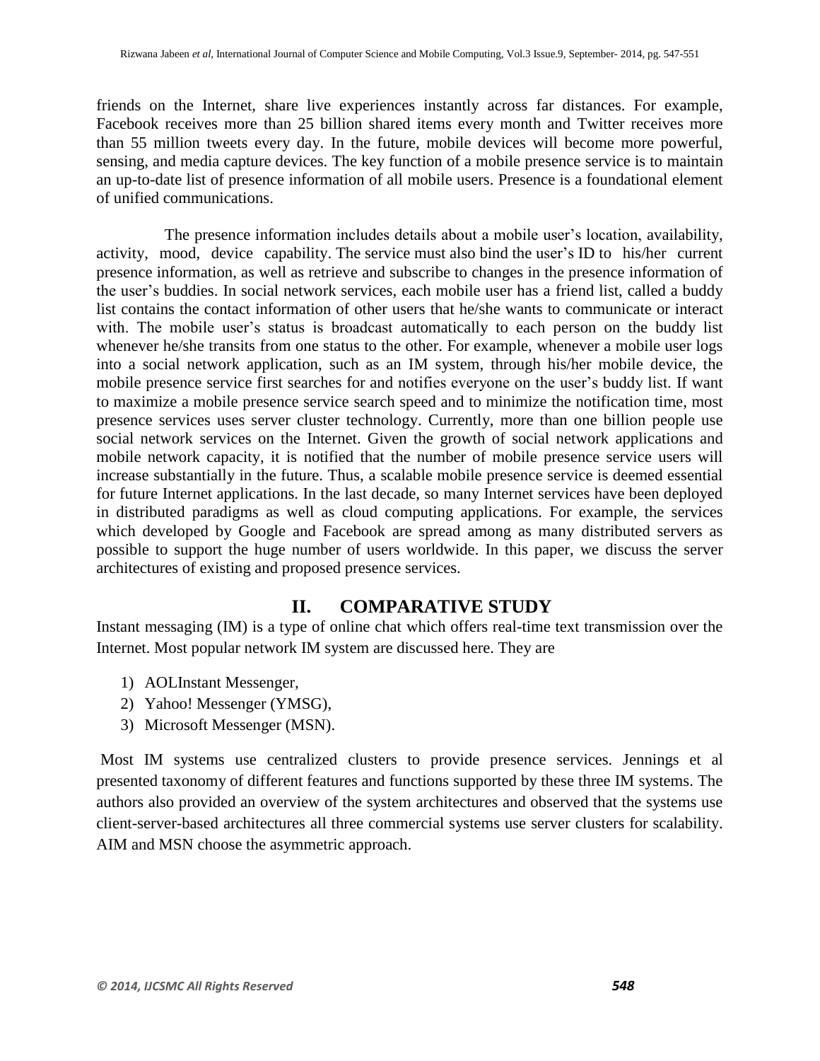friends on the Internet, share live experiences instantly across far distances. For example, Facebook receives more than 25 billion shared items every month and Twitter receives more than 55 million tweets every day. In the future, mobile devices will become more powerful, sensing, and media capture devices. The key function of a mobile presence service is to maintain an up-to-date list of presence information of all mobile users. Presence is a foundational element of unified communications.

The presence information includes details about a mobile user's location, availability, activity, mood, device capability. The service must also bind the user's ID to his/her current presence information, as well as retrieve and subscribe to changes in the presence information of the user's buddies. In social network services, each mobile user has a friend list, called a buddy list contains the contact information of other users that he/she wants to communicate or interact with. The mobile user's status is broadcast automatically to each person on the buddy list whenever he/she transits from one status to the other. For example, whenever a mobile user logs into a social network application, such as an IM system, through his/her mobile device, the mobile presence service first searches for and notifies everyone on the user's buddy list. If want to maximize a mobile presence service search speed and to minimize the notification time, most presence services uses server cluster technology. Currently, more than one billion people use social network services on the Internet. Given the growth of social network applications and mobile network capacity, it is notified that the number of mobile presence service users will increase substantially in the future. Thus, a scalable mobile presence service is deemed essential for future Internet applications. In the last decade, so many Internet services have been deployed in distributed paradigms as well as cloud computing applications. For example, the services which developed by Google and Facebook are spread among as many distributed servers as possible to support the huge number of users worldwide. In this paper, we discuss the server architectures of existing and proposed presence services.

## II. COMPARATIVE STUDY

Instant messaging (IM) is a type of online chat which offers real-time text transmission over the Internet. Most popular network IM system are discussed here. They are

1) AOLInstant Messenger,
2) Yahoo! Messenger (YMSG),
3) Microsoft Messenger (MSN).

Most IM systems use centralized clusters to provide presence services. Jennings et al presented taxonomy of different features and functions supported by these three IM systems. The authors also provided an overview of the system architectures and observed that the systems use client-server-based architectures all three commercial systems use server clusters for scalability. AIM and MSN choose the asymmetric approach.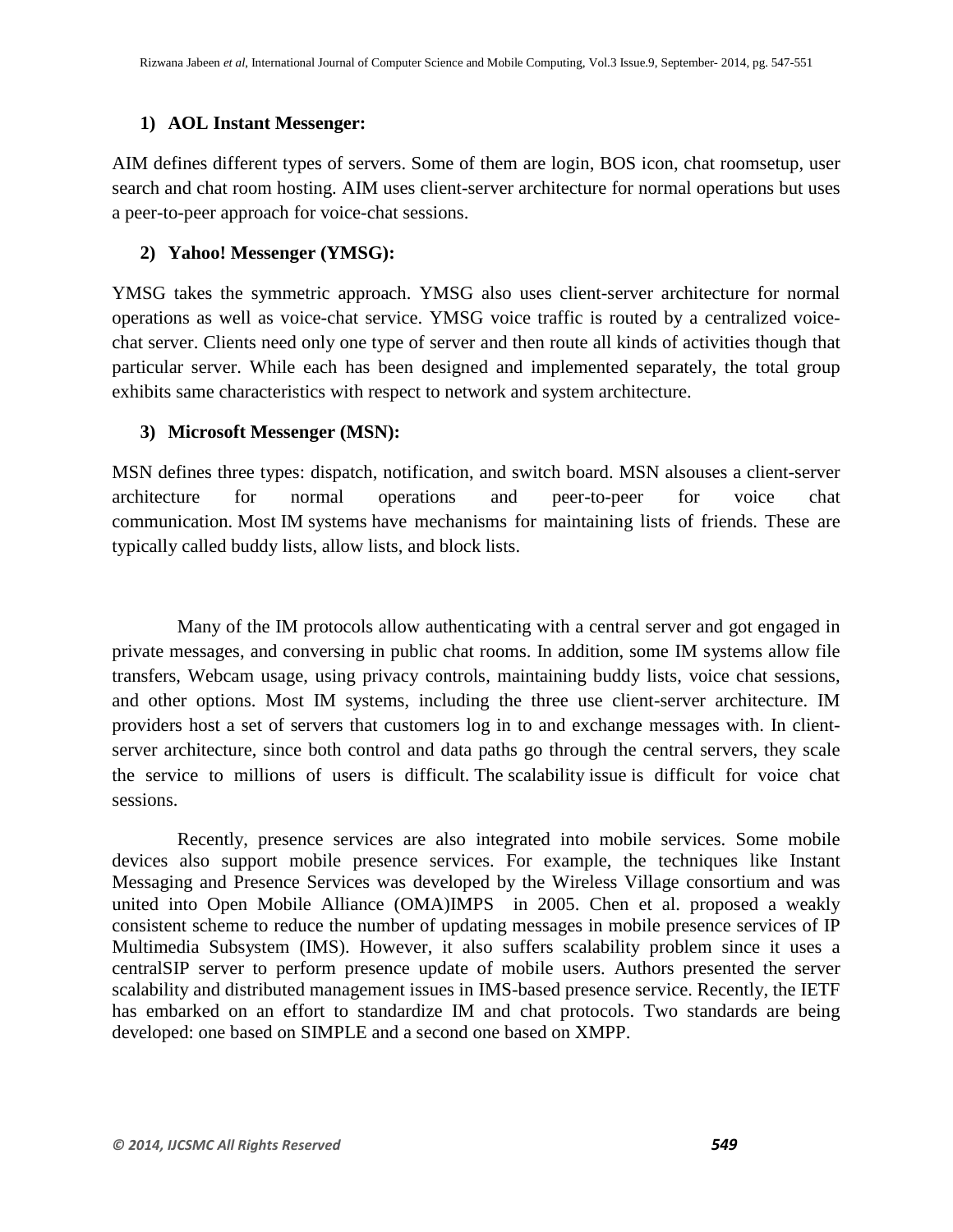### 1) AOL Instant Messenger:

AIM defines different types of servers. Some of them are login, BOS icon, chat roomsetup, user search and chat room hosting. AIM uses client-server architecture for normal operations but uses a peer-to-peer approach for voice-chat sessions.

### 2) Yahoo! Messenger (YMSG):

YMSG takes the symmetric approach. YMSG also uses client-server architecture for normal operations as well as voice-chat service. YMSG voice traffic is routed by a centralized voice-chat server. Clients need only one type of server and then route all kinds of activities though that particular server. While each has been designed and implemented separately, the total group exhibits same characteristics with respect to network and system architecture.

### 3) Microsoft Messenger (MSN):

MSN defines three types: dispatch, notification, and switch board. MSN alsouses a client-server architecture for normal operations and peer-to-peer for voice chat communication. Most IM systems have mechanisms for maintaining lists of friends. These are typically called buddy lists, allow lists, and block lists.

Many of the IM protocols allow authenticating with a central server and got engaged in private messages, and conversing in public chat rooms. In addition, some IM systems allow file transfers, Webcam usage, using privacy controls, maintaining buddy lists, voice chat sessions, and other options. Most IM systems, including the three use client-server architecture. IM providers host a set of servers that customers log in to and exchange messages with. In client-server architecture, since both control and data paths go through the central servers, they scale the service to millions of users is difficult. The scalability issue is difficult for voice chat sessions.

Recently, presence services are also integrated into mobile services. Some mobile devices also support mobile presence services. For example, the techniques like Instant Messaging and Presence Services was developed by the Wireless Village consortium and was united into Open Mobile Alliance (OMA)IMPS in 2005. Chen et al. proposed a weakly consistent scheme to reduce the number of updating messages in mobile presence services of IP Multimedia Subsystem (IMS). However, it also suffers scalability problem since it uses a centralSIP server to perform presence update of mobile users. Authors presented the server scalability and distributed management issues in IMS-based presence service. Recently, the IETF has embarked on an effort to standardize IM and chat protocols. Two standards are being developed: one based on SIMPLE and a second one based on XMPP.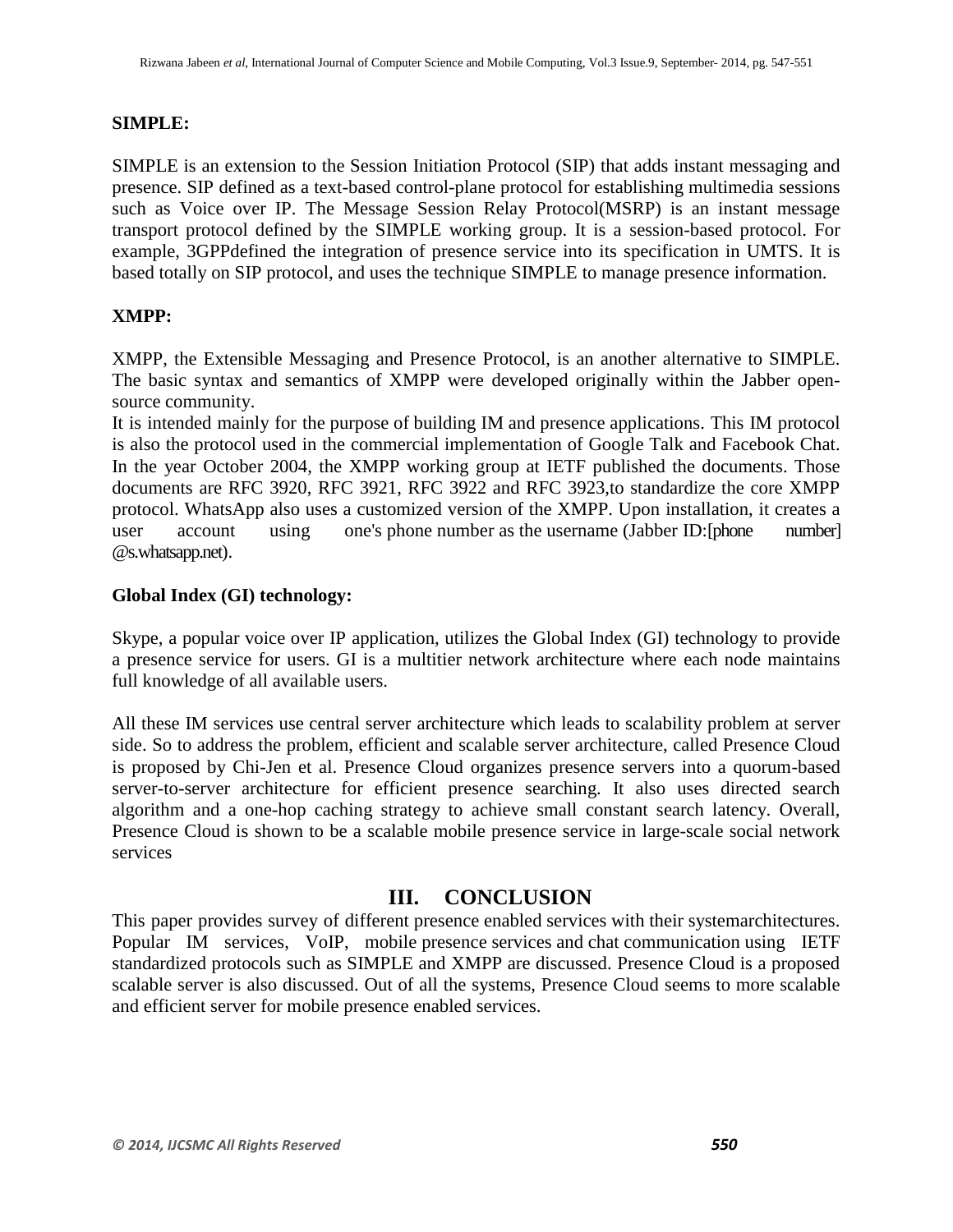**SIMPLE:**

SIMPLE is an extension to the Session Initiation Protocol (SIP) that adds instant messaging and presence. SIP defined as a text-based control-plane protocol for establishing multimedia sessions such as Voice over IP. The Message Session Relay Protocol(MSRP) is an instant message transport protocol defined by the SIMPLE working group. It is a session-based protocol. For example, 3GPPdefined the integration of presence service into its specification in UMTS. It is based totally on SIP protocol, and uses the technique SIMPLE to manage presence information.

**XMPP:**

XMPP, the Extensible Messaging and Presence Protocol, is an another alternative to SIMPLE. The basic syntax and semantics of XMPP were developed originally within the Jabber open-source community.
It is intended mainly for the purpose of building IM and presence applications. This IM protocol is also the protocol used in the commercial implementation of Google Talk and Facebook Chat. In the year October 2004, the XMPP working group at IETF published the documents. Those documents are RFC 3920, RFC 3921, RFC 3922 and RFC 3923,to standardize the core XMPP protocol. WhatsApp also uses a customized version of the XMPP. Upon installation, it creates a user account using one's phone number as the username (Jabber ID:[phone number]@s.whatsapp.net).

**Global Index (GI) technology:**

Skype, a popular voice over IP application, utilizes the Global Index (GI) technology to provide a presence service for users. GI is a multitier network architecture where each node maintains full knowledge of all available users.

All these IM services use central server architecture which leads to scalability problem at server side. So to address the problem, efficient and scalable server architecture, called Presence Cloud is proposed by Chi-Jen et al. Presence Cloud organizes presence servers into a quorum-based server-to-server architecture for efficient presence searching. It also uses directed search algorithm and a one-hop caching strategy to achieve small constant search latency. Overall, Presence Cloud is shown to be a scalable mobile presence service in large-scale social network services

## III. CONCLUSION

This paper provides survey of different presence enabled services with their systemarchitectures. Popular IM services, VoIP, mobile presence services and chat communication using IETF standardized protocols such as SIMPLE and XMPP are discussed. Presence Cloud is a proposed scalable server is also discussed. Out of all the systems, Presence Cloud seems to more scalable and efficient server for mobile presence enabled services.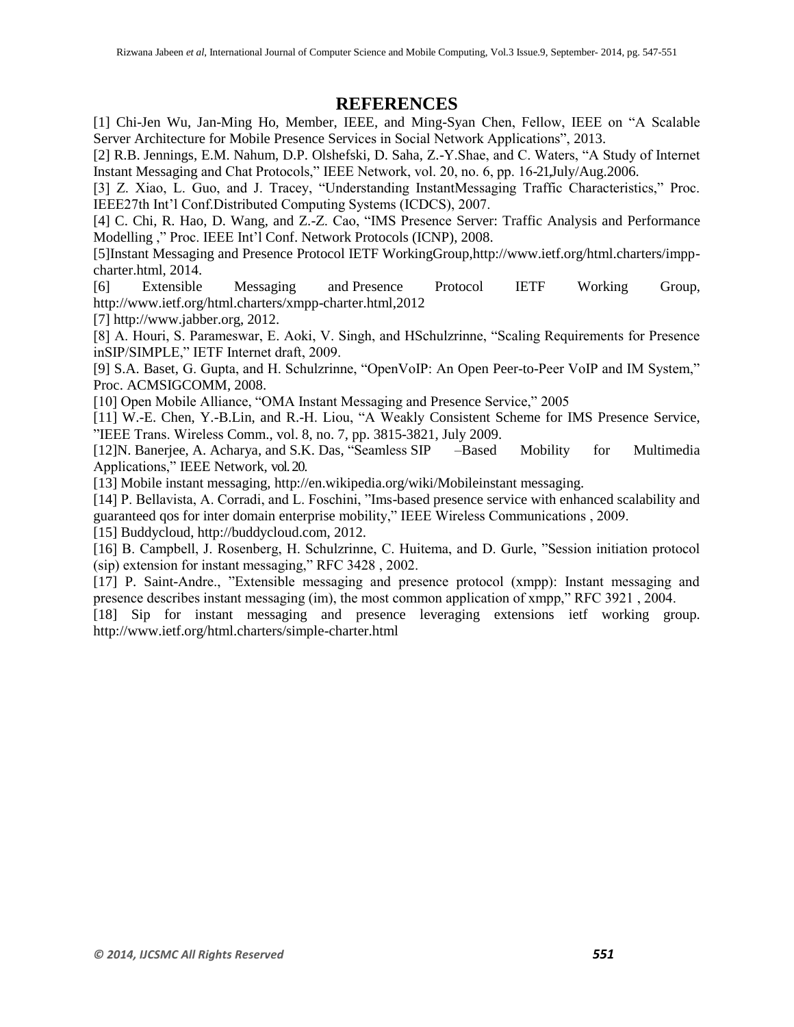## REFERENCES

[1] Chi-Jen Wu, Jan-Ming Ho, Member, IEEE, and Ming-Syan Chen, Fellow, IEEE on "A Scalable Server Architecture for Mobile Presence Services in Social Network Applications", 2013.

[2] R.B. Jennings, E.M. Nahum, D.P. Olshefski, D. Saha, Z.-Y.Shae, and C. Waters, "A Study of Internet Instant Messaging and Chat Protocols," IEEE Network, vol. 20, no. 6, pp. 16-21,July/Aug.2006.

[3] Z. Xiao, L. Guo, and J. Tracey, "Understanding InstantMessaging Traffic Characteristics," Proc. IEEE27th Int'l Conf.Distributed Computing Systems (ICDCS), 2007.

[4] C. Chi, R. Hao, D. Wang, and Z.-Z. Cao, "IMS Presence Server: Traffic Analysis and Performance Modelling ," Proc. IEEE Int'l Conf. Network Protocols (ICNP), 2008.

[5]Instant Messaging and Presence Protocol IETF WorkingGroup,http://www.ietf.org/html.charters/impp-charter.html, 2014.

[6] Extensible Messaging and Presence Protocol IETF Working Group, http://www.ietf.org/html.charters/xmpp-charter.html,2012

[7] http://www.jabber.org, 2012.

[8] A. Houri, S. Parameswar, E. Aoki, V. Singh, and HSchulzrinne, "Scaling Requirements for Presence inSIP/SIMPLE," IETF Internet draft, 2009.

[9] S.A. Baset, G. Gupta, and H. Schulzrinne, "OpenVoIP: An Open Peer-to-Peer VoIP and IM System," Proc. ACMSIGCOMM, 2008.

[10] Open Mobile Alliance, "OMA Instant Messaging and Presence Service," 2005

[11] W.-E. Chen, Y.-B.Lin, and R.-H. Liou, "A Weakly Consistent Scheme for IMS Presence Service, "IEEE Trans. Wireless Comm., vol. 8, no. 7, pp. 3815-3821, July 2009.

[12]N. Banerjee, A. Acharya, and S.K. Das, "Seamless SIP –Based Mobility for Multimedia Applications," IEEE Network, vol. 20.

[13] Mobile instant messaging, http://en.wikipedia.org/wiki/Mobileinstant messaging.

[14] P. Bellavista, A. Corradi, and L. Foschini, "Ims-based presence service with enhanced scalability and guaranteed qos for inter domain enterprise mobility," IEEE Wireless Communications , 2009.

[15] Buddycloud, http://buddycloud.com, 2012.

[16] B. Campbell, J. Rosenberg, H. Schulzrinne, C. Huitema, and D. Gurle, "Session initiation protocol (sip) extension for instant messaging," RFC 3428 , 2002.

[17] P. Saint-Andre., "Extensible messaging and presence protocol (xmpp): Instant messaging and presence describes instant messaging (im), the most common application of xmpp," RFC 3921 , 2004.

[18] Sip for instant messaging and presence leveraging extensions ietf working group. http://www.ietf.org/html.charters/simple-charter.html